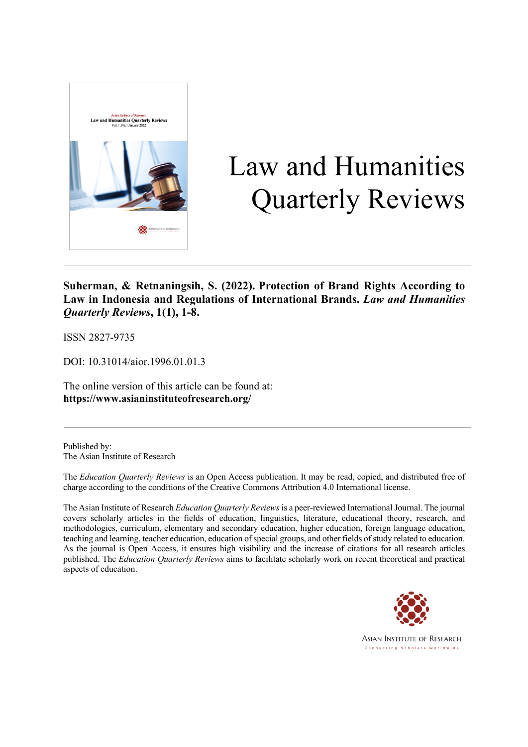# Law and Humanities Quarterly Reviews

**Suherman, & Retnaningsih, S. (2022). Protection of Brand Rights According to Law in Indonesia and Regulations of International Brands. *Law and Humanities Quarterly Reviews*, 1(1), 1-8.**

ISSN 2827-9735

DOI: 10.31014/aior.1996.01.01.3

The online version of this article can be found at:
**https://www.asianinstituteofresearch.org/**

---

Published by:
The Asian Institute of Research

The *Education Quarterly Reviews* is an Open Access publication. It may be read, copied, and distributed free of charge according to the conditions of the Creative Commons Attribution 4.0 International license.

The Asian Institute of Research *Education Quarterly Reviews* is a peer-reviewed International Journal. The journal covers scholarly articles in the fields of education, linguistics, literature, educational theory, research, and methodologies, curriculum, elementary and secondary education, higher education, foreign language education, teaching and learning, teacher education, education of special groups, and other fields of study related to education. As the journal is Open Access, it ensures high visibility and the increase of citations for all research articles published. The *Education Quarterly Reviews* aims to facilitate scholarly work on recent theoretical and practical aspects of education.

ASIAN INSTITUTE OF RESEARCH
Connecting Scholars Worldwide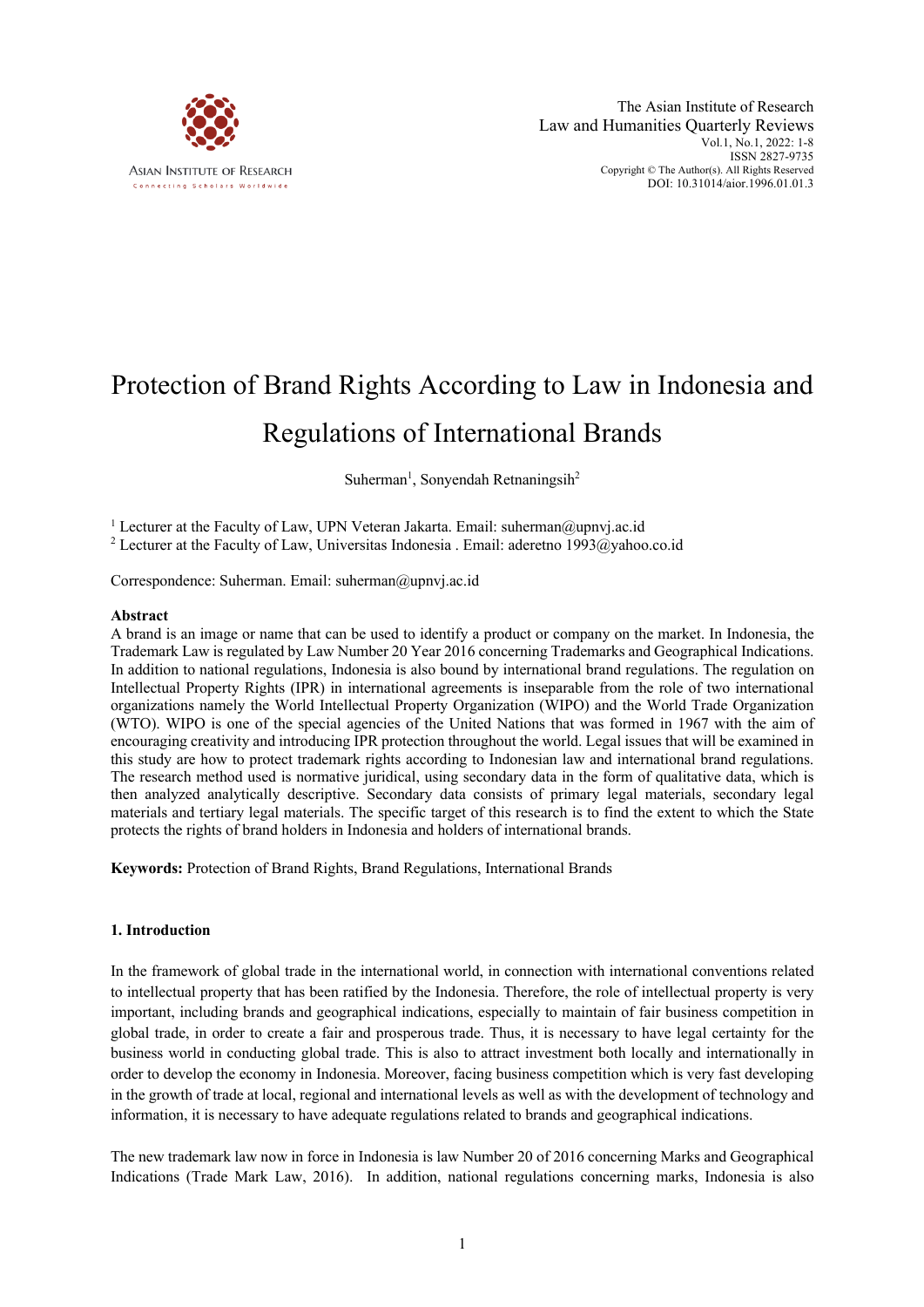# Protection of Brand Rights According to Law in Indonesia and Regulations of International Brands

Suherman[1], Sonyendah Retnaningsih[2]

[1] Lecturer at the Faculty of Law, UPN Veteran Jakarta. Email: suherman@upnvj.ac.id

[2] Lecturer at the Faculty of Law, Universitas Indonesia . Email: aderetno 1993@yahoo.co.id

Correspondence: Suherman. Email: suherman@upnvj.ac.id

## Abstract

A brand is an image or name that can be used to identify a product or company on the market. In Indonesia, the Trademark Law is regulated by Law Number 20 Year 2016 concerning Trademarks and Geographical Indications. In addition to national regulations, Indonesia is also bound by international brand regulations. The regulation on Intellectual Property Rights (IPR) in international agreements is inseparable from the role of two international organizations namely the World Intellectual Property Organization (WIPO) and the World Trade Organization (WTO). WIPO is one of the special agencies of the United Nations that was formed in 1967 with the aim of encouraging creativity and introducing IPR protection throughout the world. Legal issues that will be examined in this study are how to protect trademark rights according to Indonesian law and international brand regulations. The research method used is normative juridical, using secondary data in the form of qualitative data, which is then analyzed analytically descriptive. Secondary data consists of primary legal materials, secondary legal materials and tertiary legal materials. The specific target of this research is to find the extent to which the State protects the rights of brand holders in Indonesia and holders of international brands.

**Keywords:** Protection of Brand Rights, Brand Regulations, International Brands

## 1. Introduction

In the framework of global trade in the international world, in connection with international conventions related to intellectual property that has been ratified by the Indonesia. Therefore, the role of intellectual property is very important, including brands and geographical indications, especially to maintain of fair business competition in global trade, in order to create a fair and prosperous trade. Thus, it is necessary to have legal certainty for the business world in conducting global trade. This is also to attract investment both locally and internationally in order to develop the economy in Indonesia. Moreover, facing business competition which is very fast developing in the growth of trade at local, regional and international levels as well as with the development of technology and information, it is necessary to have adequate regulations related to brands and geographical indications.

The new trademark law now in force in Indonesia is law Number 20 of 2016 concerning Marks and Geographical Indications (Trade Mark Law, 2016). In addition, national regulations concerning marks, Indonesia is also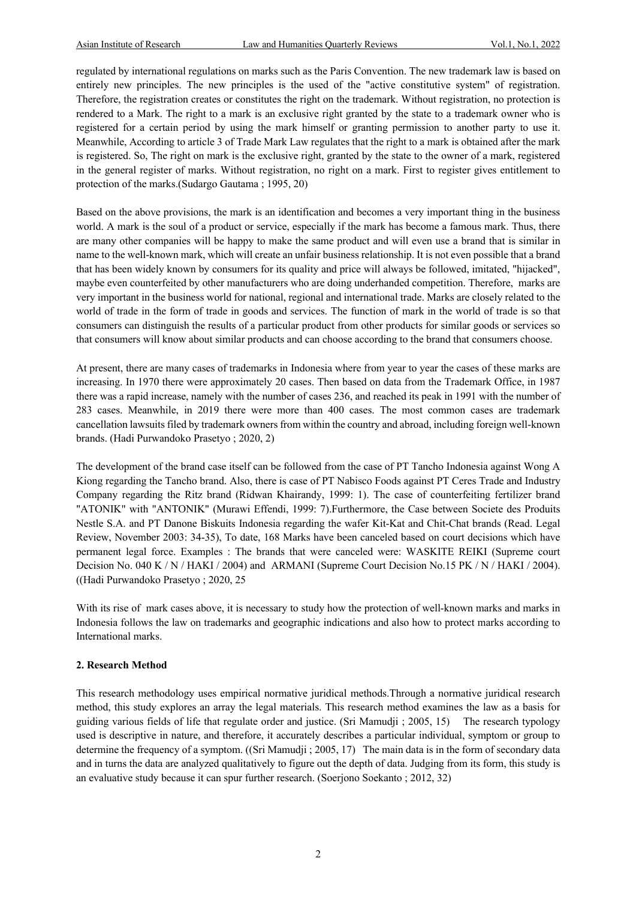regulated by international regulations on marks such as the Paris Convention. The new trademark law is based on entirely new principles. The new principles is the used of the "active constitutive system" of registration. Therefore, the registration creates or constitutes the right on the trademark. Without registration, no protection is rendered to a Mark. The right to a mark is an exclusive right granted by the state to a trademark owner who is registered for a certain period by using the mark himself or granting permission to another party to use it. Meanwhile, According to article 3 of Trade Mark Law regulates that the right to a mark is obtained after the mark is registered. So, The right on mark is the exclusive right, granted by the state to the owner of a mark, registered in the general register of marks. Without registration, no right on a mark. First to register gives entitlement to protection of the marks.(Sudargo Gautama ; 1995, 20)

Based on the above provisions, the mark is an identification and becomes a very important thing in the business world. A mark is the soul of a product or service, especially if the mark has become a famous mark. Thus, there are many other companies will be happy to make the same product and will even use a brand that is similar in name to the well-known mark, which will create an unfair business relationship. It is not even possible that a brand that has been widely known by consumers for its quality and price will always be followed, imitated, "hijacked", maybe even counterfeited by other manufacturers who are doing underhanded competition. Therefore, marks are very important in the business world for national, regional and international trade. Marks are closely related to the world of trade in the form of trade in goods and services. The function of mark in the world of trade is so that consumers can distinguish the results of a particular product from other products for similar goods or services so that consumers will know about similar products and can choose according to the brand that consumers choose.

At present, there are many cases of trademarks in Indonesia where from year to year the cases of these marks are increasing. In 1970 there were approximately 20 cases. Then based on data from the Trademark Office, in 1987 there was a rapid increase, namely with the number of cases 236, and reached its peak in 1991 with the number of 283 cases. Meanwhile, in 2019 there were more than 400 cases. The most common cases are trademark cancellation lawsuits filed by trademark owners from within the country and abroad, including foreign well-known brands. (Hadi Purwandoko Prasetyo ; 2020, 2)

The development of the brand case itself can be followed from the case of PT Tancho Indonesia against Wong A Kiong regarding the Tancho brand. Also, there is case of PT Nabisco Foods against PT Ceres Trade and Industry Company regarding the Ritz brand (Ridwan Khairandy, 1999: 1). The case of counterfeiting fertilizer brand "ATONIK" with "ANTONIK" (Murawi Effendi, 1999: 7).Furthermore, the Case between Societe des Produits Nestle S.A. and PT Danone Biskuits Indonesia regarding the wafer Kit-Kat and Chit-Chat brands (Read. Legal Review, November 2003: 34-35), To date, 168 Marks have been canceled based on court decisions which have permanent legal force. Examples : The brands that were canceled were: WASKITE REIKI (Supreme court Decision No. 040 K / N / HAKI / 2004) and ARMANI (Supreme Court Decision No.15 PK / N / HAKI / 2004). ((Hadi Purwandoko Prasetyo ; 2020, 25

With its rise of mark cases above, it is necessary to study how the protection of well-known marks and marks in Indonesia follows the law on trademarks and geographic indications and also how to protect marks according to International marks.

## 2. Research Method

This research methodology uses empirical normative juridical methods.Through a normative juridical research method, this study explores an array the legal materials. This research method examines the law as a basis for guiding various fields of life that regulate order and justice. (Sri Mamudji ; 2005, 15) The research typology used is descriptive in nature, and therefore, it accurately describes a particular individual, symptom or group to determine the frequency of a symptom. ((Sri Mamudji ; 2005, 17) The main data is in the form of secondary data and in turns the data are analyzed qualitatively to figure out the depth of data. Judging from its form, this study is an evaluative study because it can spur further research. (Soerjono Soekanto ; 2012, 32)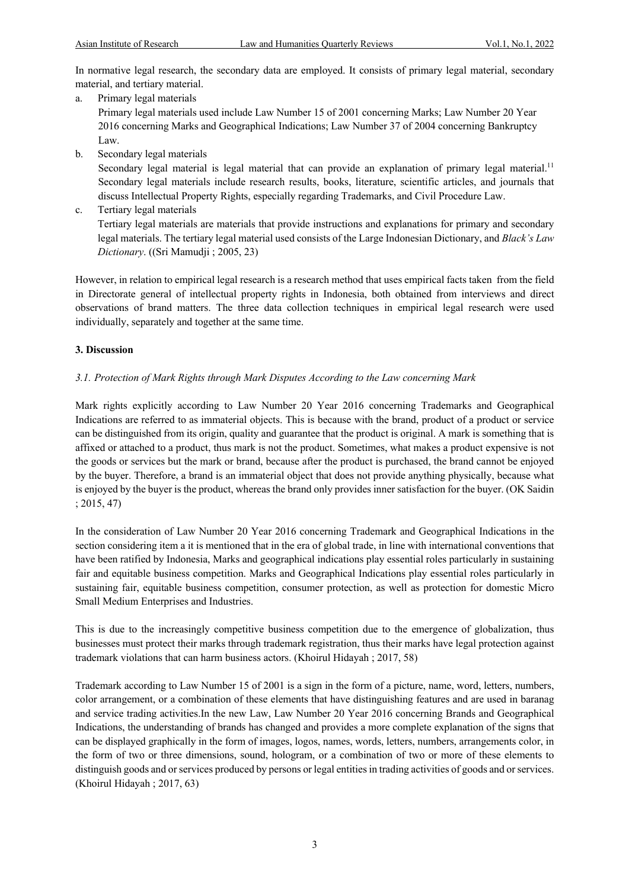In normative legal research, the secondary data are employed. It consists of primary legal material, secondary material, and tertiary material.

a. Primary legal materials

   Primary legal materials used include Law Number 15 of 2001 concerning Marks; Law Number 20 Year 2016 concerning Marks and Geographical Indications; Law Number 37 of 2004 concerning Bankruptcy Law.

b. Secondary legal materials

   Secondary legal material is legal material that can provide an explanation of primary legal material.[11] Secondary legal materials include research results, books, literature, scientific articles, and journals that discuss Intellectual Property Rights, especially regarding Trademarks, and Civil Procedure Law.

c. Tertiary legal materials

   Tertiary legal materials are materials that provide instructions and explanations for primary and secondary legal materials. The tertiary legal material used consists of the Large Indonesian Dictionary, and *Black's Law Dictionary*. ((Sri Mamudji ; 2005, 23)

However, in relation to empirical legal research is a research method that uses empirical facts taken from the field in Directorate general of intellectual property rights in Indonesia, both obtained from interviews and direct observations of brand matters. The three data collection techniques in empirical legal research were used individually, separately and together at the same time.

## 3. Discussion

### *3.1. Protection of Mark Rights through Mark Disputes According to the Law concerning Mark*

Mark rights explicitly according to Law Number 20 Year 2016 concerning Trademarks and Geographical Indications are referred to as immaterial objects. This is because with the brand, product of a product or service can be distinguished from its origin, quality and guarantee that the product is original. A mark is something that is affixed or attached to a product, thus mark is not the product. Sometimes, what makes a product expensive is not the goods or services but the mark or brand, because after the product is purchased, the brand cannot be enjoyed by the buyer. Therefore, a brand is an immaterial object that does not provide anything physically, because what is enjoyed by the buyer is the product, whereas the brand only provides inner satisfaction for the buyer. (OK Saidin ; 2015, 47)

In the consideration of Law Number 20 Year 2016 concerning Trademark and Geographical Indications in the section considering item a it is mentioned that in the era of global trade, in line with international conventions that have been ratified by Indonesia, Marks and geographical indications play essential roles particularly in sustaining fair and equitable business competition. Marks and Geographical Indications play essential roles particularly in sustaining fair, equitable business competition, consumer protection, as well as protection for domestic Micro Small Medium Enterprises and Industries.

This is due to the increasingly competitive business competition due to the emergence of globalization, thus businesses must protect their marks through trademark registration, thus their marks have legal protection against trademark violations that can harm business actors. (Khoirul Hidayah ; 2017, 58)

Trademark according to Law Number 15 of 2001 is a sign in the form of a picture, name, word, letters, numbers, color arrangement, or a combination of these elements that have distinguishing features and are used in baranag and service trading activities.In the new Law, Law Number 20 Year 2016 concerning Brands and Geographical Indications, the understanding of brands has changed and provides a more complete explanation of the signs that can be displayed graphically in the form of images, logos, names, words, letters, numbers, arrangements color, in the form of two or three dimensions, sound, hologram, or a combination of two or more of these elements to distinguish goods and or services produced by persons or legal entities in trading activities of goods and or services. (Khoirul Hidayah ; 2017, 63)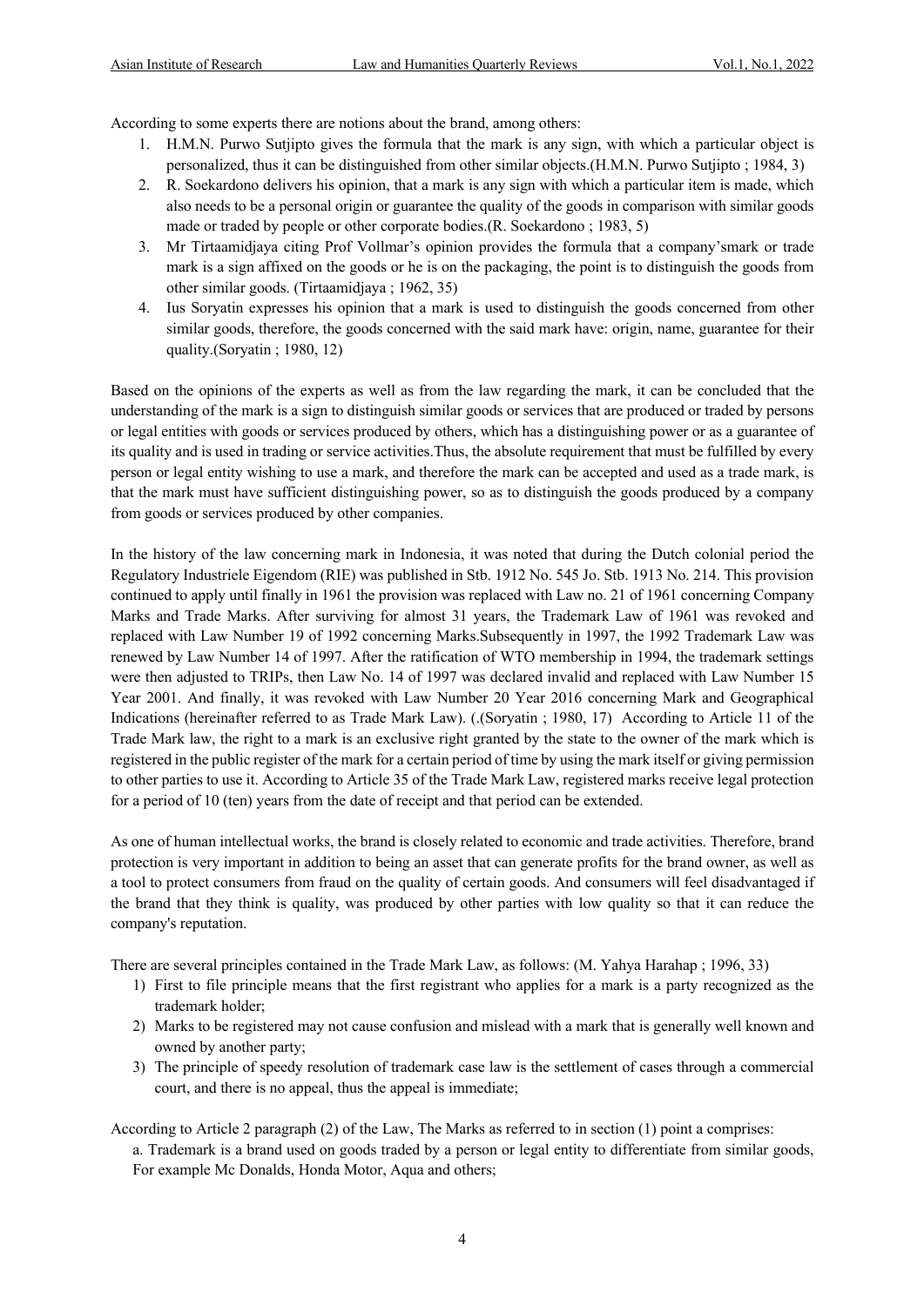According to some experts there are notions about the brand, among others:

1. H.M.N. Purwo Sutjipto gives the formula that the mark is any sign, with which a particular object is personalized, thus it can be distinguished from other similar objects.(H.M.N. Purwo Sutjipto ; 1984, 3)
2. R. Soekardono delivers his opinion, that a mark is any sign with which a particular item is made, which also needs to be a personal origin or guarantee the quality of the goods in comparison with similar goods made or traded by people or other corporate bodies.(R. Soekardono ; 1983, 5)
3. Mr Tirtaamidjaya citing Prof Vollmar's opinion provides the formula that a company'smark or trade mark is a sign affixed on the goods or he is on the packaging, the point is to distinguish the goods from other similar goods. (Tirtaamidjaya ; 1962, 35)
4. Ius Soryatin expresses his opinion that a mark is used to distinguish the goods concerned from other similar goods, therefore, the goods concerned with the said mark have: origin, name, guarantee for their quality.(Soryatin ; 1980, 12)

Based on the opinions of the experts as well as from the law regarding the mark, it can be concluded that the understanding of the mark is a sign to distinguish similar goods or services that are produced or traded by persons or legal entities with goods or services produced by others, which has a distinguishing power or as a guarantee of its quality and is used in trading or service activities.Thus, the absolute requirement that must be fulfilled by every person or legal entity wishing to use a mark, and therefore the mark can be accepted and used as a trade mark, is that the mark must have sufficient distinguishing power, so as to distinguish the goods produced by a company from goods or services produced by other companies.

In the history of the law concerning mark in Indonesia, it was noted that during the Dutch colonial period the Regulatory Industriele Eigendom (RIE) was published in Stb. 1912 No. 545 Jo. Stb. 1913 No. 214. This provision continued to apply until finally in 1961 the provision was replaced with Law no. 21 of 1961 concerning Company Marks and Trade Marks. After surviving for almost 31 years, the Trademark Law of 1961 was revoked and replaced with Law Number 19 of 1992 concerning Marks.Subsequently in 1997, the 1992 Trademark Law was renewed by Law Number 14 of 1997. After the ratification of WTO membership in 1994, the trademark settings were then adjusted to TRIPs, then Law No. 14 of 1997 was declared invalid and replaced with Law Number 15 Year 2001. And finally, it was revoked with Law Number 20 Year 2016 concerning Mark and Geographical Indications (hereinafter referred to as Trade Mark Law). (.(Soryatin ; 1980, 17) According to Article 11 of the Trade Mark law, the right to a mark is an exclusive right granted by the state to the owner of the mark which is registered in the public register of the mark for a certain period of time by using the mark itself or giving permission to other parties to use it. According to Article 35 of the Trade Mark Law, registered marks receive legal protection for a period of 10 (ten) years from the date of receipt and that period can be extended.

As one of human intellectual works, the brand is closely related to economic and trade activities. Therefore, brand protection is very important in addition to being an asset that can generate profits for the brand owner, as well as a tool to protect consumers from fraud on the quality of certain goods. And consumers will feel disadvantaged if the brand that they think is quality, was produced by other parties with low quality so that it can reduce the company's reputation.

There are several principles contained in the Trade Mark Law, as follows: (M. Yahya Harahap ; 1996, 33)

1) First to file principle means that the first registrant who applies for a mark is a party recognized as the trademark holder;
2) Marks to be registered may not cause confusion and mislead with a mark that is generally well known and owned by another party;
3) The principle of speedy resolution of trademark case law is the settlement of cases through a commercial court, and there is no appeal, thus the appeal is immediate;

According to Article 2 paragraph (2) of the Law, The Marks as referred to in section (1) point a comprises:

a. Trademark is a brand used on goods traded by a person or legal entity to differentiate from similar goods, For example Mc Donalds, Honda Motor, Aqua and others;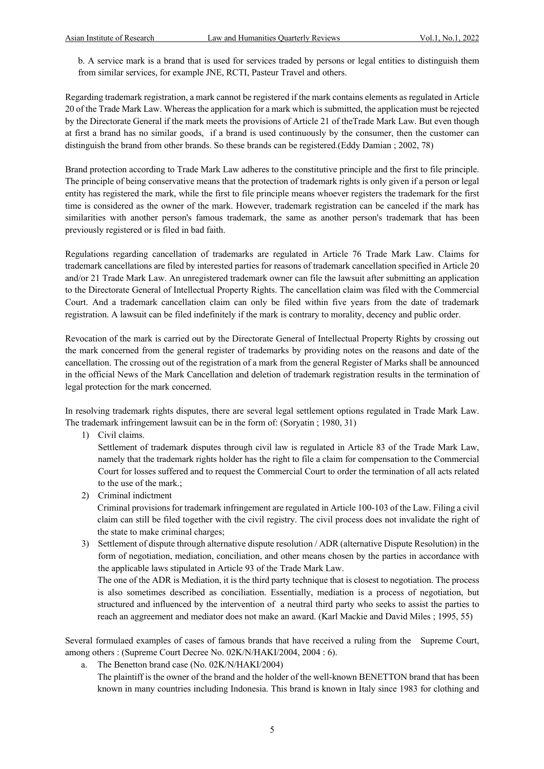b. A service mark is a brand that is used for services traded by persons or legal entities to distinguish them from similar services, for example JNE, RCTI, Pasteur Travel and others.

Regarding trademark registration, a mark cannot be registered if the mark contains elements as regulated in Article 20 of the Trade Mark Law. Whereas the application for a mark which is submitted, the application must be rejected by the Directorate General if the mark meets the provisions of Article 21 of theTrade Mark Law. But even though at first a brand has no similar goods, if a brand is used continuously by the consumer, then the customer can distinguish the brand from other brands. So these brands can be registered.(Eddy Damian ; 2002, 78)

Brand protection according to Trade Mark Law adheres to the constitutive principle and the first to file principle. The principle of being conservative means that the protection of trademark rights is only given if a person or legal entity has registered the mark, while the first to file principle means whoever registers the trademark for the first time is considered as the owner of the mark. However, trademark registration can be canceled if the mark has similarities with another person's famous trademark, the same as another person's trademark that has been previously registered or is filed in bad faith.

Regulations regarding cancellation of trademarks are regulated in Article 76 Trade Mark Law. Claims for trademark cancellations are filed by interested parties for reasons of trademark cancellation specified in Article 20 and/or 21 Trade Mark Law. An unregistered trademark owner can file the lawsuit after submitting an application to the Directorate General of Intellectual Property Rights. The cancellation claim was filed with the Commercial Court. And a trademark cancellation claim can only be filed within five years from the date of trademark registration. A lawsuit can be filed indefinitely if the mark is contrary to morality, decency and public order.

Revocation of the mark is carried out by the Directorate General of Intellectual Property Rights by crossing out the mark concerned from the general register of trademarks by providing notes on the reasons and date of the cancellation. The crossing out of the registration of a mark from the general Register of Marks shall be announced in the official News of the Mark Cancellation and deletion of trademark registration results in the termination of legal protection for the mark concerned.

In resolving trademark rights disputes, there are several legal settlement options regulated in Trade Mark Law. The trademark infringement lawsuit can be in the form of: (Soryatin ; 1980, 31)

1) Civil claims.
   Settlement of trademark disputes through civil law is regulated in Article 83 of the Trade Mark Law, namely that the trademark rights holder has the right to file a claim for compensation to the Commercial Court for losses suffered and to request the Commercial Court to order the termination of all acts related to the use of the mark.;
2) Criminal indictment
   Criminal provisions for trademark infringement are regulated in Article 100-103 of the Law. Filing a civil claim can still be filed together with the civil registry. The civil process does not invalidate the right of the state to make criminal charges;
3) Settlement of dispute through alternative dispute resolution / ADR (alternative Dispute Resolution) in the form of negotiation, mediation, conciliation, and other means chosen by the parties in accordance with the applicable laws stipulated in Article 93 of the Trade Mark Law.
   The one of the ADR is Mediation, it is the third party technique that is closest to negotiation. The process is also sometimes described as conciliation. Essentially, mediation is a process of negotiation, but structured and influenced by the intervention of a neutral third party who seeks to assist the parties to reach an aggreement and mediator does not make an award. (Karl Mackie and David Miles ; 1995, 55)

Several formulaed examples of cases of famous brands that have received a ruling from the Supreme Court, among others : (Supreme Court Decree No. 02K/N/HAKI/2004, 2004 : 6).

a. The Benetton brand case (No. 02K/N/HAKI/2004)
   The plaintiff is the owner of the brand and the holder of the well-known BENETTON brand that has been known in many countries including Indonesia. This brand is known in Italy since 1983 for clothing and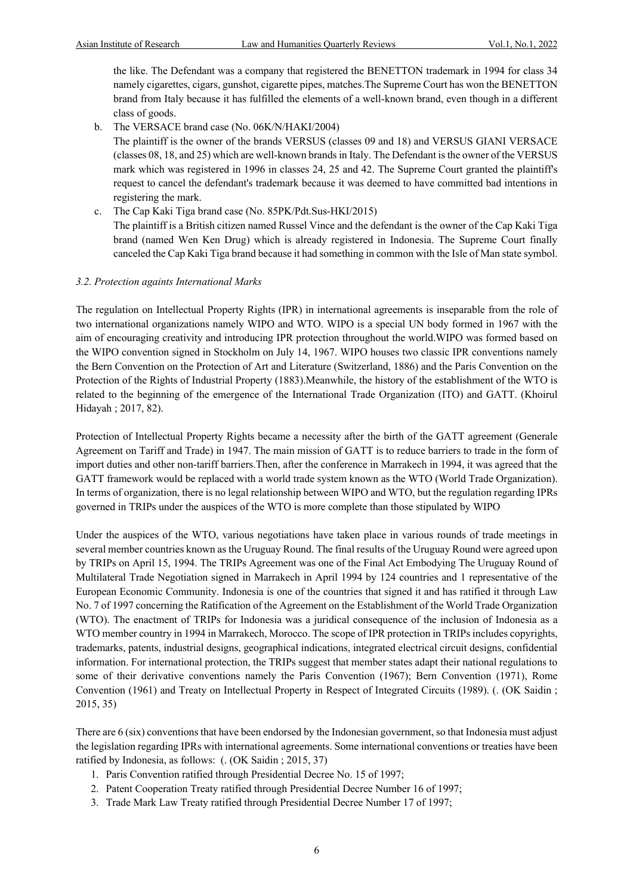the like. The Defendant was a company that registered the BENETTON trademark in 1994 for class 34 namely cigarettes, cigars, gunshot, cigarette pipes, matches.The Supreme Court has won the BENETTON brand from Italy because it has fulfilled the elements of a well-known brand, even though in a different class of goods.

b. The VERSACE brand case (No. 06K/N/HAKI/2004)
   The plaintiff is the owner of the brands VERSUS (classes 09 and 18) and VERSUS GIANI VERSACE (classes 08, 18, and 25) which are well-known brands in Italy. The Defendant is the owner of the VERSUS mark which was registered in 1996 in classes 24, 25 and 42. The Supreme Court granted the plaintiff's request to cancel the defendant's trademark because it was deemed to have committed bad intentions in registering the mark.
c. The Cap Kaki Tiga brand case (No. 85PK/Pdt.Sus-HKI/2015)
   The plaintiff is a British citizen named Russel Vince and the defendant is the owner of the Cap Kaki Tiga brand (named Wen Ken Drug) which is already registered in Indonesia. The Supreme Court finally canceled the Cap Kaki Tiga brand because it had something in common with the Isle of Man state symbol.

### *3.2. Protection againts International Marks*

The regulation on Intellectual Property Rights (IPR) in international agreements is inseparable from the role of two international organizations namely WIPO and WTO. WIPO is a special UN body formed in 1967 with the aim of encouraging creativity and introducing IPR protection throughout the world.WIPO was formed based on the WIPO convention signed in Stockholm on July 14, 1967. WIPO houses two classic IPR conventions namely the Bern Convention on the Protection of Art and Literature (Switzerland, 1886) and the Paris Convention on the Protection of the Rights of Industrial Property (1883).Meanwhile, the history of the establishment of the WTO is related to the beginning of the emergence of the International Trade Organization (ITO) and GATT. (Khoirul Hidayah ; 2017, 82).

Protection of Intellectual Property Rights became a necessity after the birth of the GATT agreement (Generale Agreement on Tariff and Trade) in 1947. The main mission of GATT is to reduce barriers to trade in the form of import duties and other non-tariff barriers.Then, after the conference in Marrakech in 1994, it was agreed that the GATT framework would be replaced with a world trade system known as the WTO (World Trade Organization). In terms of organization, there is no legal relationship between WIPO and WTO, but the regulation regarding IPRs governed in TRIPs under the auspices of the WTO is more complete than those stipulated by WIPO

Under the auspices of the WTO, various negotiations have taken place in various rounds of trade meetings in several member countries known as the Uruguay Round. The final results of the Uruguay Round were agreed upon by TRIPs on April 15, 1994. The TRIPs Agreement was one of the Final Act Embodying The Uruguay Round of Multilateral Trade Negotiation signed in Marrakech in April 1994 by 124 countries and 1 representative of the European Economic Community. Indonesia is one of the countries that signed it and has ratified it through Law No. 7 of 1997 concerning the Ratification of the Agreement on the Establishment of the World Trade Organization (WTO). The enactment of TRIPs for Indonesia was a juridical consequence of the inclusion of Indonesia as a WTO member country in 1994 in Marrakech, Morocco. The scope of IPR protection in TRIPs includes copyrights, trademarks, patents, industrial designs, geographical indications, integrated electrical circuit designs, confidential information. For international protection, the TRIPs suggest that member states adapt their national regulations to some of their derivative conventions namely the Paris Convention (1967); Bern Convention (1971), Rome Convention (1961) and Treaty on Intellectual Property in Respect of Integrated Circuits (1989). (. (OK Saidin ; 2015, 35)

There are 6 (six) conventions that have been endorsed by the Indonesian government, so that Indonesia must adjust the legislation regarding IPRs with international agreements. Some international conventions or treaties have been ratified by Indonesia, as follows: (. (OK Saidin ; 2015, 37)

1. Paris Convention ratified through Presidential Decree No. 15 of 1997;
2. Patent Cooperation Treaty ratified through Presidential Decree Number 16 of 1997;
3. Trade Mark Law Treaty ratified through Presidential Decree Number 17 of 1997;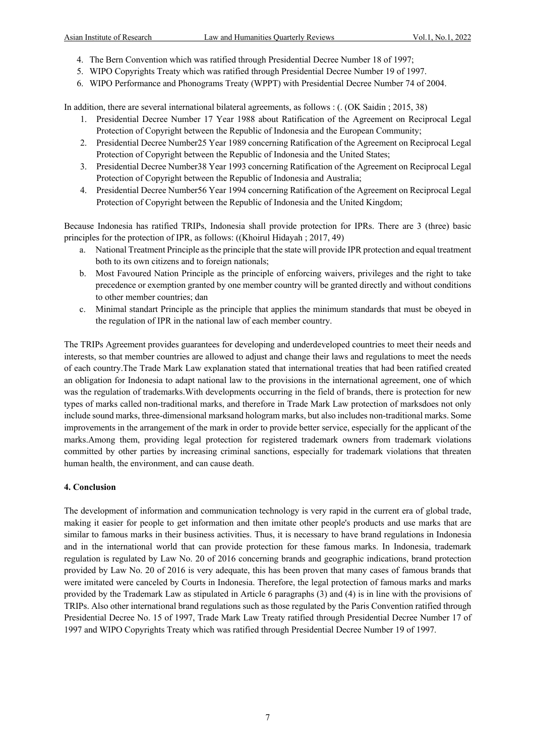4. The Bern Convention which was ratified through Presidential Decree Number 18 of 1997;
5. WIPO Copyrights Treaty which was ratified through Presidential Decree Number 19 of 1997.
6. WIPO Performance and Phonograms Treaty (WPPT) with Presidential Decree Number 74 of 2004.

In addition, there are several international bilateral agreements, as follows : (. (OK Saidin ; 2015, 38)

1. Presidential Decree Number 17 Year 1988 about Ratification of the Agreement on Reciprocal Legal Protection of Copyright between the Republic of Indonesia and the European Community;
2. Presidential Decree Number25 Year 1989 concerning Ratification of the Agreement on Reciprocal Legal Protection of Copyright between the Republic of Indonesia and the United States;
3. Presidential Decree Number38 Year 1993 concerning Ratification of the Agreement on Reciprocal Legal Protection of Copyright between the Republic of Indonesia and Australia;
4. Presidential Decree Number56 Year 1994 concerning Ratification of the Agreement on Reciprocal Legal Protection of Copyright between the Republic of Indonesia and the United Kingdom;

Because Indonesia has ratified TRIPs, Indonesia shall provide protection for IPRs. There are 3 (three) basic principles for the protection of IPR, as follows: ((Khoirul Hidayah ; 2017, 49)

a. National Treatment Principle as the principle that the state will provide IPR protection and equal treatment both to its own citizens and to foreign nationals;
b. Most Favoured Nation Principle as the principle of enforcing waivers, privileges and the right to take precedence or exemption granted by one member country will be granted directly and without conditions to other member countries; dan
c. Minimal standart Principle as the principle that applies the minimum standards that must be obeyed in the regulation of IPR in the national law of each member country.

The TRIPs Agreement provides guarantees for developing and underdeveloped countries to meet their needs and interests, so that member countries are allowed to adjust and change their laws and regulations to meet the needs of each country.The Trade Mark Law explanation stated that international treaties that had been ratified created an obligation for Indonesia to adapt national law to the provisions in the international agreement, one of which was the regulation of trademarks.With developments occurring in the field of brands, there is protection for new types of marks called non-traditional marks, and therefore in Trade Mark Law protection of marksdoes not only include sound marks, three-dimensional marksand hologram marks, but also includes non-traditional marks. Some improvements in the arrangement of the mark in order to provide better service, especially for the applicant of the marks.Among them, providing legal protection for registered trademark owners from trademark violations committed by other parties by increasing criminal sanctions, especially for trademark violations that threaten human health, the environment, and can cause death.

### 4. Conclusion

The development of information and communication technology is very rapid in the current era of global trade, making it easier for people to get information and then imitate other people's products and use marks that are similar to famous marks in their business activities. Thus, it is necessary to have brand regulations in Indonesia and in the international world that can provide protection for these famous marks. In Indonesia, trademark regulation is regulated by Law No. 20 of 2016 concerning brands and geographic indications, brand protection provided by Law No. 20 of 2016 is very adequate, this has been proven that many cases of famous brands that were imitated were canceled by Courts in Indonesia. Therefore, the legal protection of famous marks and marks provided by the Trademark Law as stipulated in Article 6 paragraphs (3) and (4) is in line with the provisions of TRIPs. Also other international brand regulations such as those regulated by the Paris Convention ratified through Presidential Decree No. 15 of 1997, Trade Mark Law Treaty ratified through Presidential Decree Number 17 of 1997 and WIPO Copyrights Treaty which was ratified through Presidential Decree Number 19 of 1997.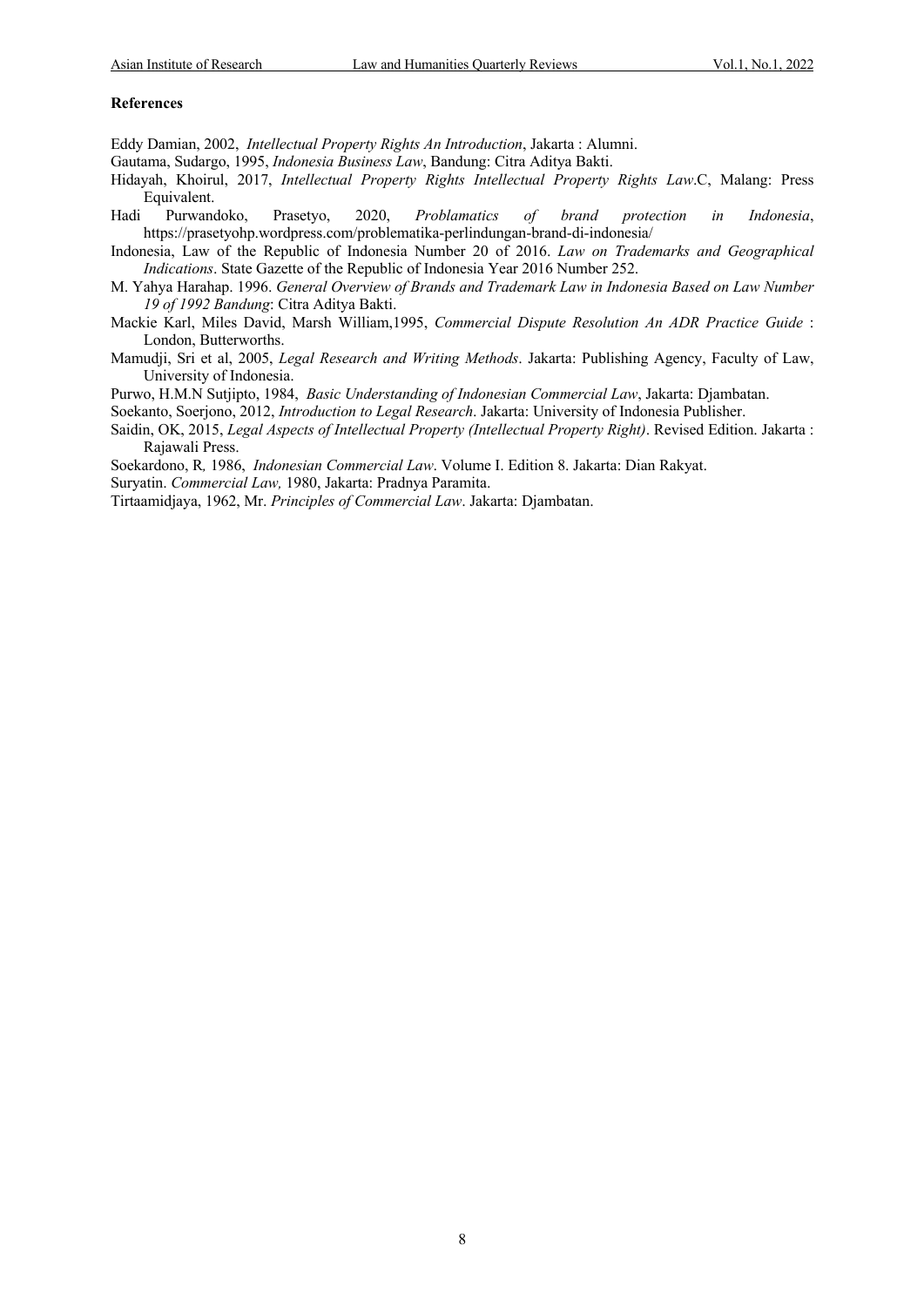**References**

Eddy Damian, 2002, *Intellectual Property Rights An Introduction*, Jakarta : Alumni.

Gautama, Sudargo, 1995, *Indonesia Business Law*, Bandung: Citra Aditya Bakti.

Hidayah, Khoirul, 2017, *Intellectual Property Rights Intellectual Property Rights Law*.C, Malang: Press Equivalent.

Hadi Purwandoko, Prasetyo, 2020, *Problamatics of brand protection in Indonesia*, https://prasetyohp.wordpress.com/problematika-perlindungan-brand-di-indonesia/

Indonesia, Law of the Republic of Indonesia Number 20 of 2016. *Law on Trademarks and Geographical Indications*. State Gazette of the Republic of Indonesia Year 2016 Number 252.

M. Yahya Harahap. 1996. *General Overview of Brands and Trademark Law in Indonesia Based on Law Number 19 of 1992 Bandung*: Citra Aditya Bakti.

Mackie Karl, Miles David, Marsh William,1995, *Commercial Dispute Resolution An ADR Practice Guide* : London, Butterworths.

Mamudji, Sri et al, 2005, *Legal Research and Writing Methods*. Jakarta: Publishing Agency, Faculty of Law, University of Indonesia.

Purwo, H.M.N Sutjipto, 1984, *Basic Understanding of Indonesian Commercial Law*, Jakarta: Djambatan.

Soekanto, Soerjono, 2012, *Introduction to Legal Research*. Jakarta: University of Indonesia Publisher.

Saidin, OK, 2015, *Legal Aspects of Intellectual Property (Intellectual Property Right)*. Revised Edition. Jakarta : Rajawali Press.

Soekardono, R*,* 1986, *Indonesian Commercial Law*. Volume I. Edition 8. Jakarta: Dian Rakyat.

Suryatin. *Commercial Law,* 1980, Jakarta: Pradnya Paramita.

Tirtaamidjaya, 1962, Mr. *Principles of Commercial Law*. Jakarta: Djambatan.